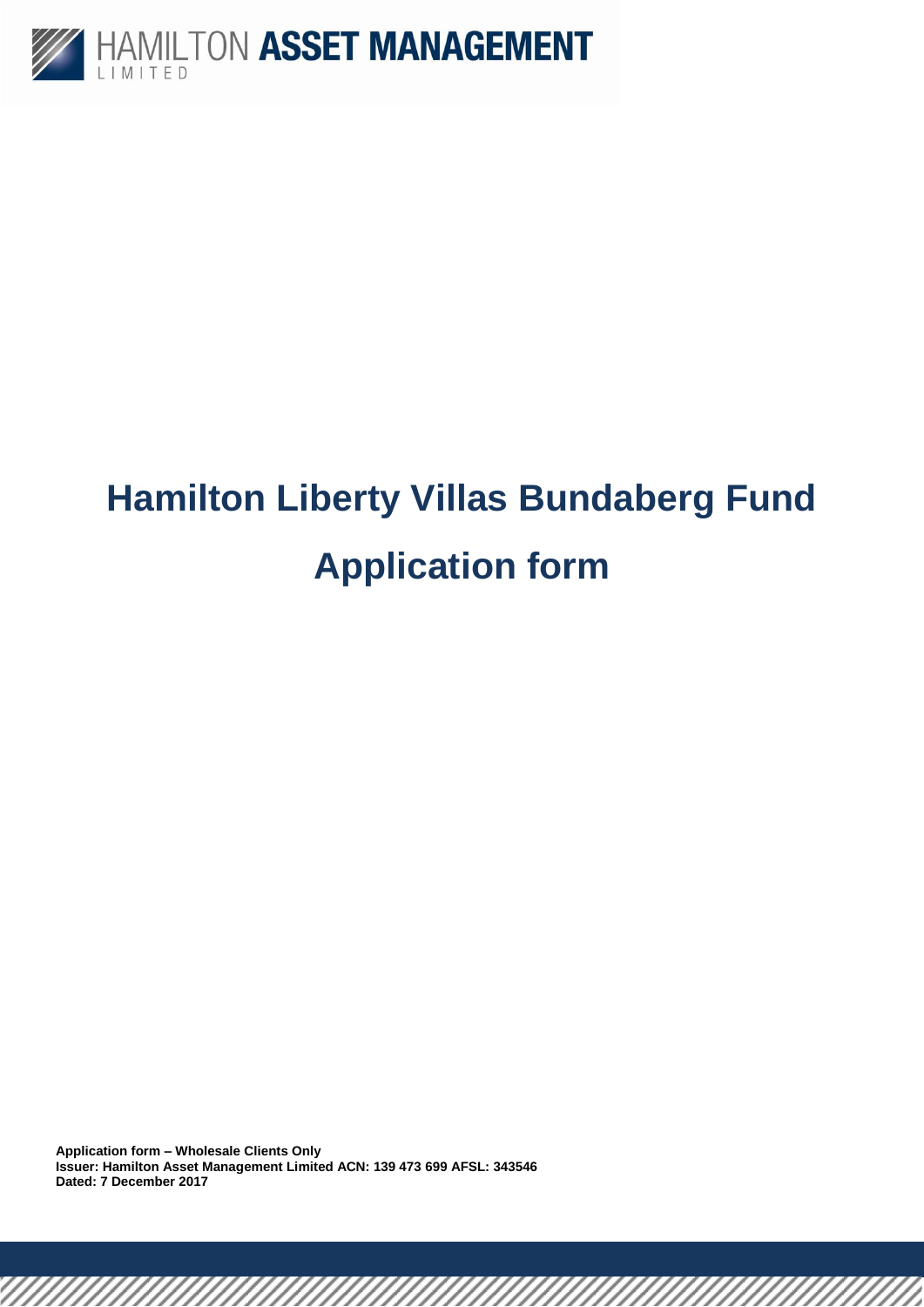# Hamilton Liberty Villas Bundaberg Fund

# Application form

**Application form – Wholesale Clients Only**
**Issuer: Hamilton Asset Management Limited ACN: 139 473 699 AFSL: 343546**
**Dated: 7 December 2017**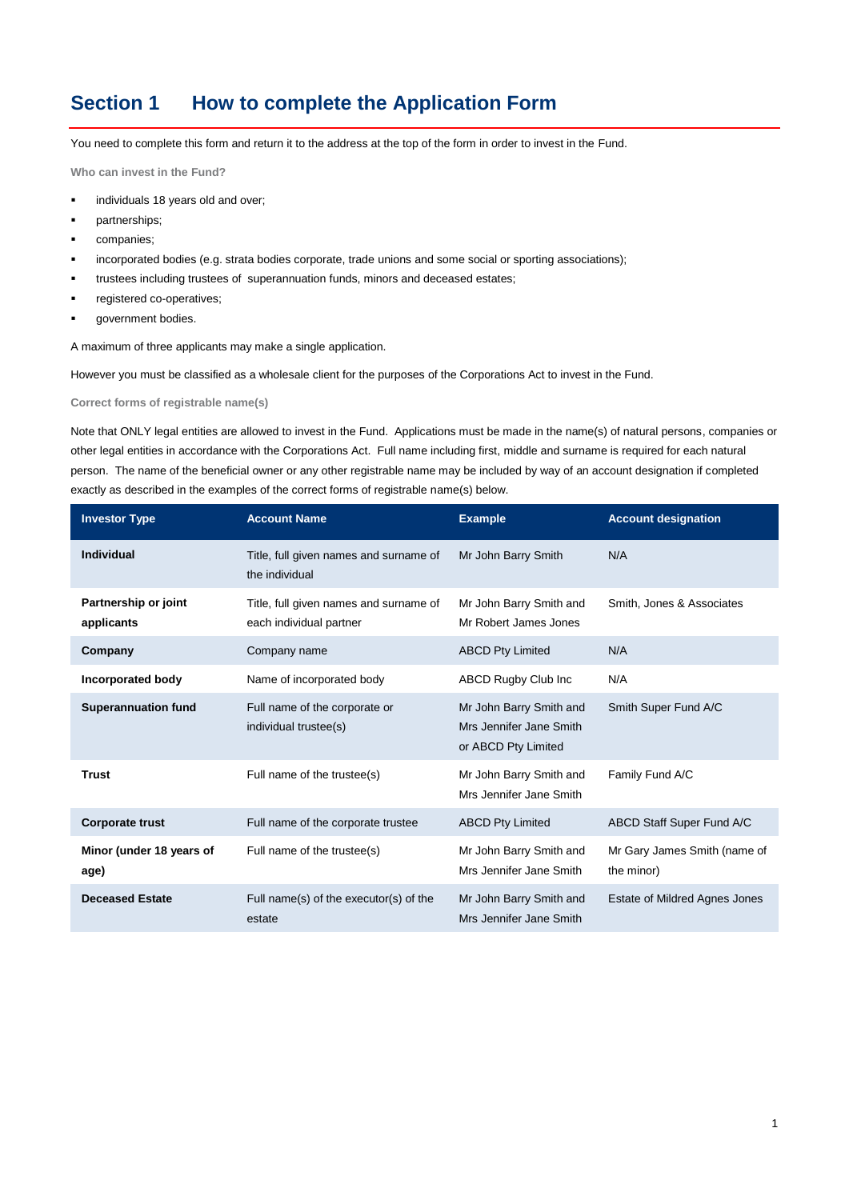# Section 1 How to complete the Application Form

You need to complete this form and return it to the address at the top of the form in order to invest in the Fund.

**Who can invest in the Fund?**

- individuals 18 years old and over;
- partnerships;
- companies;
- incorporated bodies (e.g. strata bodies corporate, trade unions and some social or sporting associations);
- trustees including trustees of superannuation funds, minors and deceased estates;
- registered co-operatives;
- government bodies.

A maximum of three applicants may make a single application.

However you must be classified as a wholesale client for the purposes of the Corporations Act to invest in the Fund.

**Correct forms of registrable name(s)**

Note that ONLY legal entities are allowed to invest in the Fund. Applications must be made in the name(s) of natural persons, companies or other legal entities in accordance with the Corporations Act. Full name including first, middle and surname is required for each natural person. The name of the beneficial owner or any other registrable name may be included by way of an account designation if completed exactly as described in the examples of the correct forms of registrable name(s) below.

| Investor Type | Account Name | Example | Account designation |
|---|---|---|---|
| **Individual** | Title, full given names and surname of the individual | Mr John Barry Smith | N/A |
| **Partnership or joint applicants** | Title, full given names and surname of each individual partner | Mr John Barry Smith and Mr Robert James Jones | Smith, Jones & Associates |
| **Company** | Company name | ABCD Pty Limited | N/A |
| **Incorporated body** | Name of incorporated body | ABCD Rugby Club Inc | N/A |
| **Superannuation fund** | Full name of the corporate or individual trustee(s) | Mr John Barry Smith and Mrs Jennifer Jane Smith or ABCD Pty Limited | Smith Super Fund A/C |
| **Trust** | Full name of the trustee(s) | Mr John Barry Smith and Mrs Jennifer Jane Smith | Family Fund A/C |
| **Corporate trust** | Full name of the corporate trustee | ABCD Pty Limited | ABCD Staff Super Fund A/C |
| **Minor (under 18 years of age)** | Full name of the trustee(s) | Mr John Barry Smith and Mrs Jennifer Jane Smith | Mr Gary James Smith (name of the minor) |
| **Deceased Estate** | Full name(s) of the executor(s) of the estate | Mr John Barry Smith and Mrs Jennifer Jane Smith | Estate of Mildred Agnes Jones |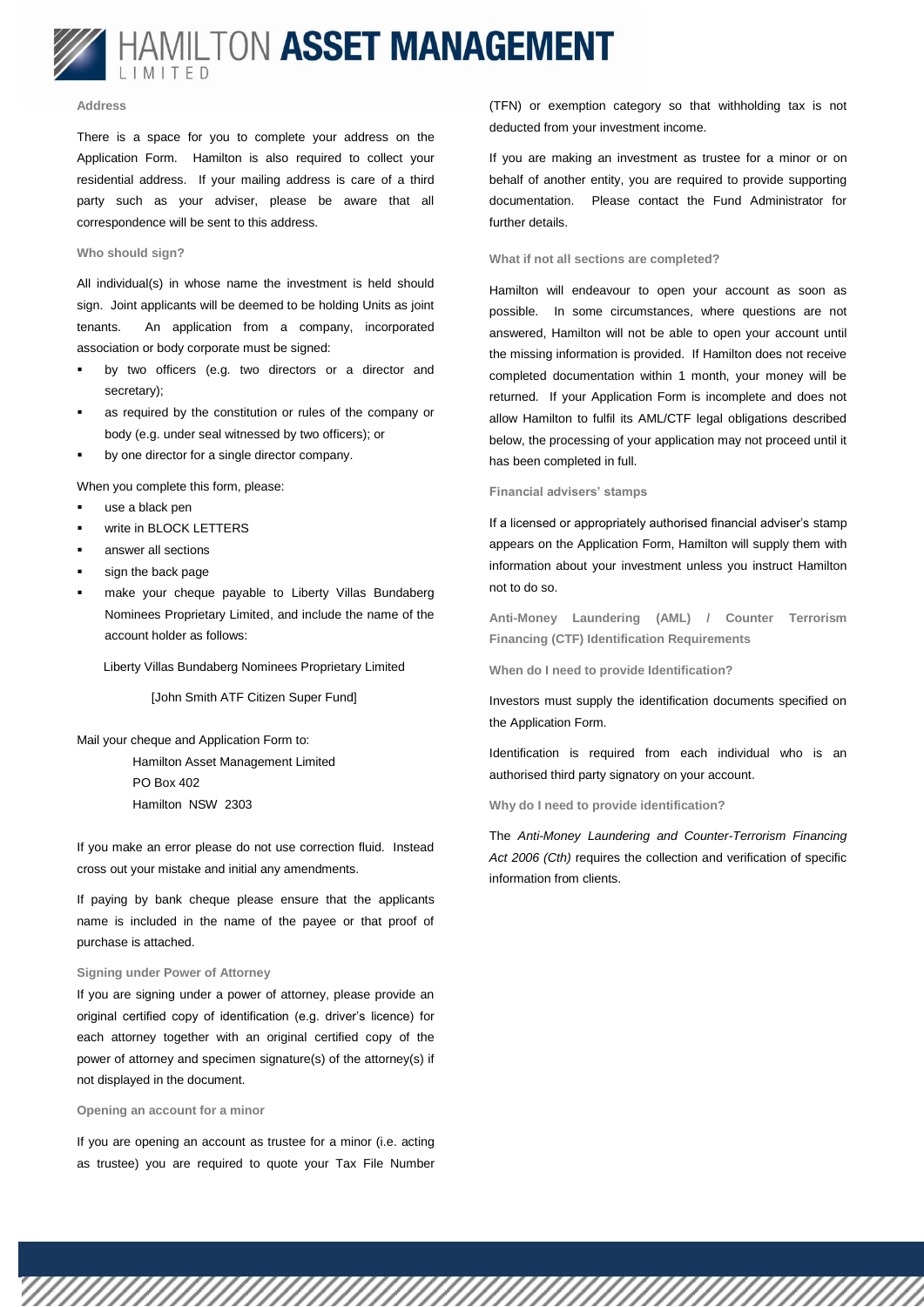**Address**

There is a space for you to complete your address on the Application Form. Hamilton is also required to collect your residential address. If your mailing address is care of a third party such as your adviser, please be aware that all correspondence will be sent to this address.

**Who should sign?**

All individual(s) in whose name the investment is held should sign. Joint applicants will be deemed to be holding Units as joint tenants. An application from a company, incorporated association or body corporate must be signed:

- by two officers (e.g. two directors or a director and secretary);
- as required by the constitution or rules of the company or body (e.g. under seal witnessed by two officers); or
- by one director for a single director company.

When you complete this form, please:

- use a black pen
- write in BLOCK LETTERS
- answer all sections
- sign the back page
- make your cheque payable to Liberty Villas Bundaberg Nominees Proprietary Limited, and include the name of the account holder as follows:

Liberty Villas Bundaberg Nominees Proprietary Limited

[John Smith ATF Citizen Super Fund]

Mail your cheque and Application Form to:

Hamilton Asset Management Limited
PO Box 402
Hamilton NSW 2303

If you make an error please do not use correction fluid. Instead cross out your mistake and initial any amendments.

If paying by bank cheque please ensure that the applicants name is included in the name of the payee or that proof of purchase is attached.

**Signing under Power of Attorney**

If you are signing under a power of attorney, please provide an original certified copy of identification (e.g. driver's licence) for each attorney together with an original certified copy of the power of attorney and specimen signature(s) of the attorney(s) if not displayed in the document.

**Opening an account for a minor**

If you are opening an account as trustee for a minor (i.e. acting as trustee) you are required to quote your Tax File Number (TFN) or exemption category so that withholding tax is not deducted from your investment income.

If you are making an investment as trustee for a minor or on behalf of another entity, you are required to provide supporting documentation. Please contact the Fund Administrator for further details.

**What if not all sections are completed?**

Hamilton will endeavour to open your account as soon as possible. In some circumstances, where questions are not answered, Hamilton will not be able to open your account until the missing information is provided. If Hamilton does not receive completed documentation within 1 month, your money will be returned. If your Application Form is incomplete and does not allow Hamilton to fulfil its AML/CTF legal obligations described below, the processing of your application may not proceed until it has been completed in full.

**Financial advisers' stamps**

If a licensed or appropriately authorised financial adviser's stamp appears on the Application Form, Hamilton will supply them with information about your investment unless you instruct Hamilton not to do so.

**Anti-Money Laundering (AML) / Counter Terrorism Financing (CTF) Identification Requirements**

**When do I need to provide Identification?**

Investors must supply the identification documents specified on the Application Form.

Identification is required from each individual who is an authorised third party signatory on your account.

**Why do I need to provide identification?**

The *Anti-Money Laundering and Counter-Terrorism Financing Act 2006 (Cth)* requires the collection and verification of specific information from clients.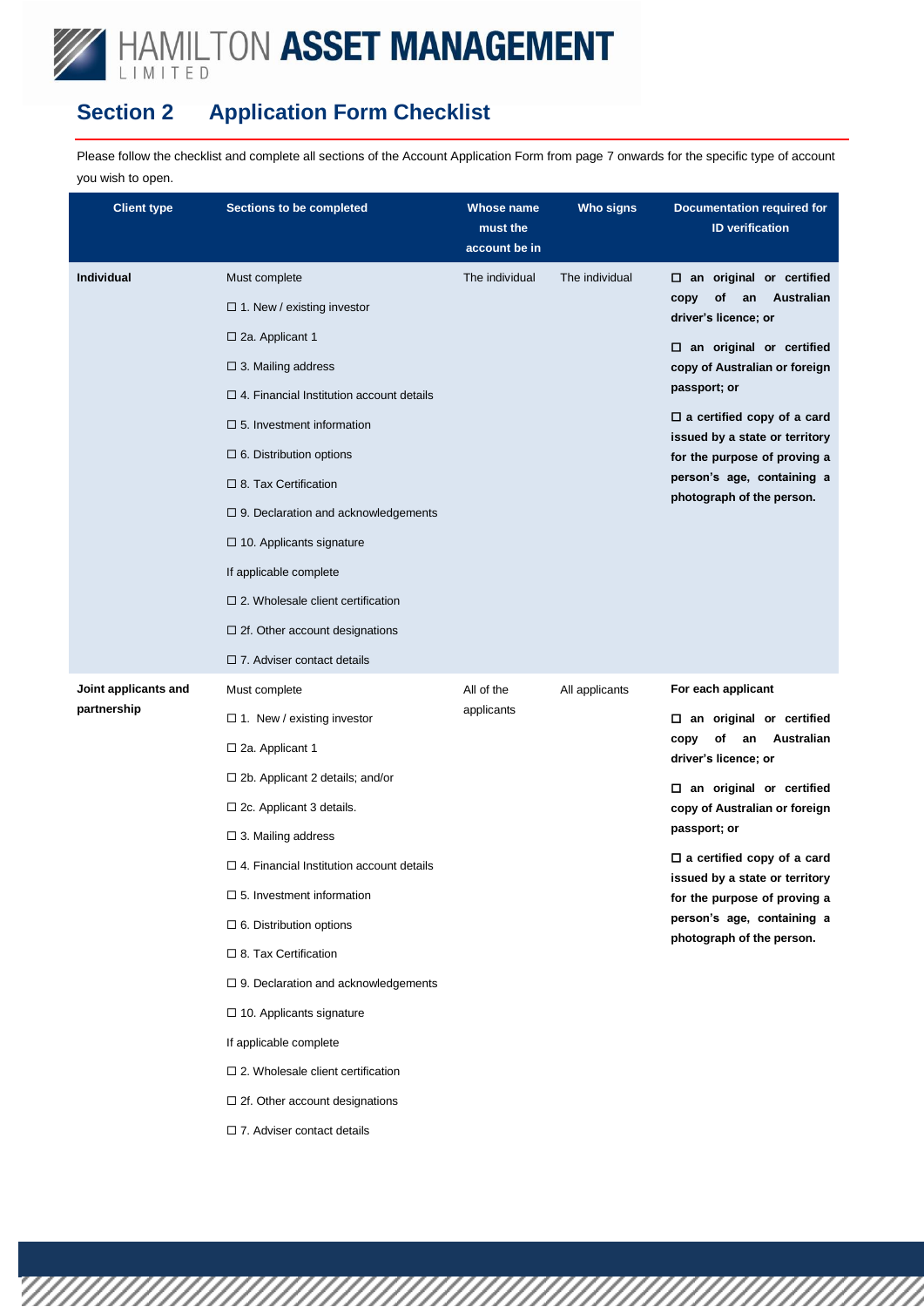## Section 2 Application Form Checklist

Please follow the checklist and complete all sections of the Account Application Form from page 7 onwards for the specific type of account you wish to open.

| Client type | Sections to be completed | Whose name must the account be in | Who signs | Documentation required for ID verification |
|---|---|---|---|---|
| **Individual** | Must complete<br>☐ 1. New / existing investor<br>☐ 2a. Applicant 1<br>☐ 3. Mailing address<br>☐ 4. Financial Institution account details<br>☐ 5. Investment information<br>☐ 6. Distribution options<br>☐ 8. Tax Certification<br>☐ 9. Declaration and acknowledgements<br>☐ 10. Applicants signature<br>If applicable complete<br>☐ 2. Wholesale client certification<br>☐ 2f. Other account designations<br>☐ 7. Adviser contact details | The individual | The individual | **☐ an original or certified copy of an Australian driver's licence; or**<br>**☐ an original or certified copy of Australian or foreign passport; or**<br>**☐ a certified copy of a card issued by a state or territory for the purpose of proving a person's age, containing a photograph of the person.** |
| **Joint applicants and partnership** | Must complete<br>☐ 1. New / existing investor<br>☐ 2a. Applicant 1<br>☐ 2b. Applicant 2 details; and/or<br>☐ 2c. Applicant 3 details.<br>☐ 3. Mailing address<br>☐ 4. Financial Institution account details<br>☐ 5. Investment information<br>☐ 6. Distribution options<br>☐ 8. Tax Certification<br>☐ 9. Declaration and acknowledgements<br>☐ 10. Applicants signature<br>If applicable complete<br>☐ 2. Wholesale client certification<br>☐ 2f. Other account designations<br>☐ 7. Adviser contact details | All of the applicants | All applicants | **For each applicant**<br>**☐ an original or certified copy of an Australian driver's licence; or**<br>**☐ an original or certified copy of Australian or foreign passport; or**<br>**☐ a certified copy of a card issued by a state or territory for the purpose of proving a person's age, containing a photograph of the person.** |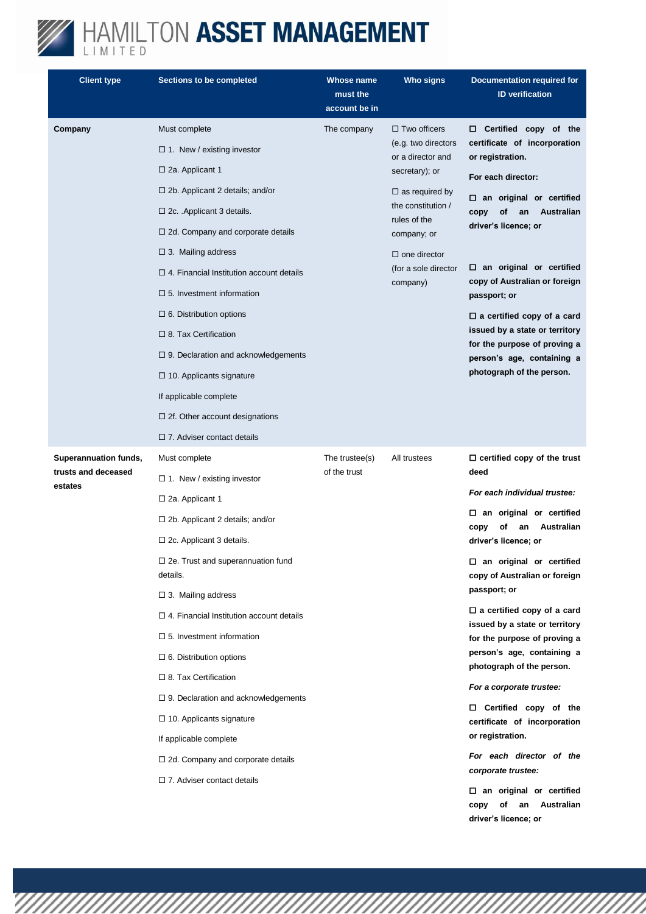# HAMILTON ASSET MANAGEMENT LIMITED

| Client type | Sections to be completed | Whose name must the account be in | Who signs | Documentation required for ID verification |
|---|---|---|---|---|
| **Company** | Must complete<br>☐ 1. New / existing investor<br>☐ 2a. Applicant 1<br>☐ 2b. Applicant 2 details; and/or<br>☐ 2c. .Applicant 3 details.<br>☐ 2d. Company and corporate details<br>☐ 3. Mailing address<br>☐ 4. Financial Institution account details<br>☐ 5. Investment information<br>☐ 6. Distribution options<br>☐ 8. Tax Certification<br>☐ 9. Declaration and acknowledgements<br>☐ 10. Applicants signature<br>If applicable complete<br>☐ 2f. Other account designations<br>☐ 7. Adviser contact details | The company | ☐ Two officers (e.g. two directors or a director and secretary); or<br>☐ as required by the constitution / rules of the company; or<br>☐ one director (for a sole director company) | **☐ Certified copy of the certificate of incorporation or registration.**<br>**For each director:**<br>**☐ an original or certified copy of an Australian driver's licence; or**<br>**☐ an original or certified copy of Australian or foreign passport; or**<br>**☐ a certified copy of a card issued by a state or territory for the purpose of proving a person's age, containing a photograph of the person.** |
| **Superannuation funds, trusts and deceased estates** | Must complete<br>☐ 1. New / existing investor<br>☐ 2a. Applicant 1<br>☐ 2b. Applicant 2 details; and/or<br>☐ 2c. Applicant 3 details.<br>☐ 2e. Trust and superannuation fund details.<br>☐ 3. Mailing address<br>☐ 4. Financial Institution account details<br>☐ 5. Investment information<br>☐ 6. Distribution options<br>☐ 8. Tax Certification<br>☐ 9. Declaration and acknowledgements<br>☐ 10. Applicants signature<br>If applicable complete<br>☐ 2d. Company and corporate details<br>☐ 7. Adviser contact details | The trustee(s) of the trust | All trustees | **☐ certified copy of the trust deed**<br>***For each individual trustee:***<br>**☐ an original or certified copy of an Australian driver's licence; or**<br>**☐ an original or certified copy of Australian or foreign passport; or**<br>**☐ a certified copy of a card issued by a state or territory for the purpose of proving a person's age, containing a photograph of the person.**<br>***For a corporate trustee:***<br>**☐ Certified copy of the certificate of incorporation or registration.**<br>***For each director of the corporate trustee:***<br>**☐ an original or certified copy of an Australian driver's licence; or** |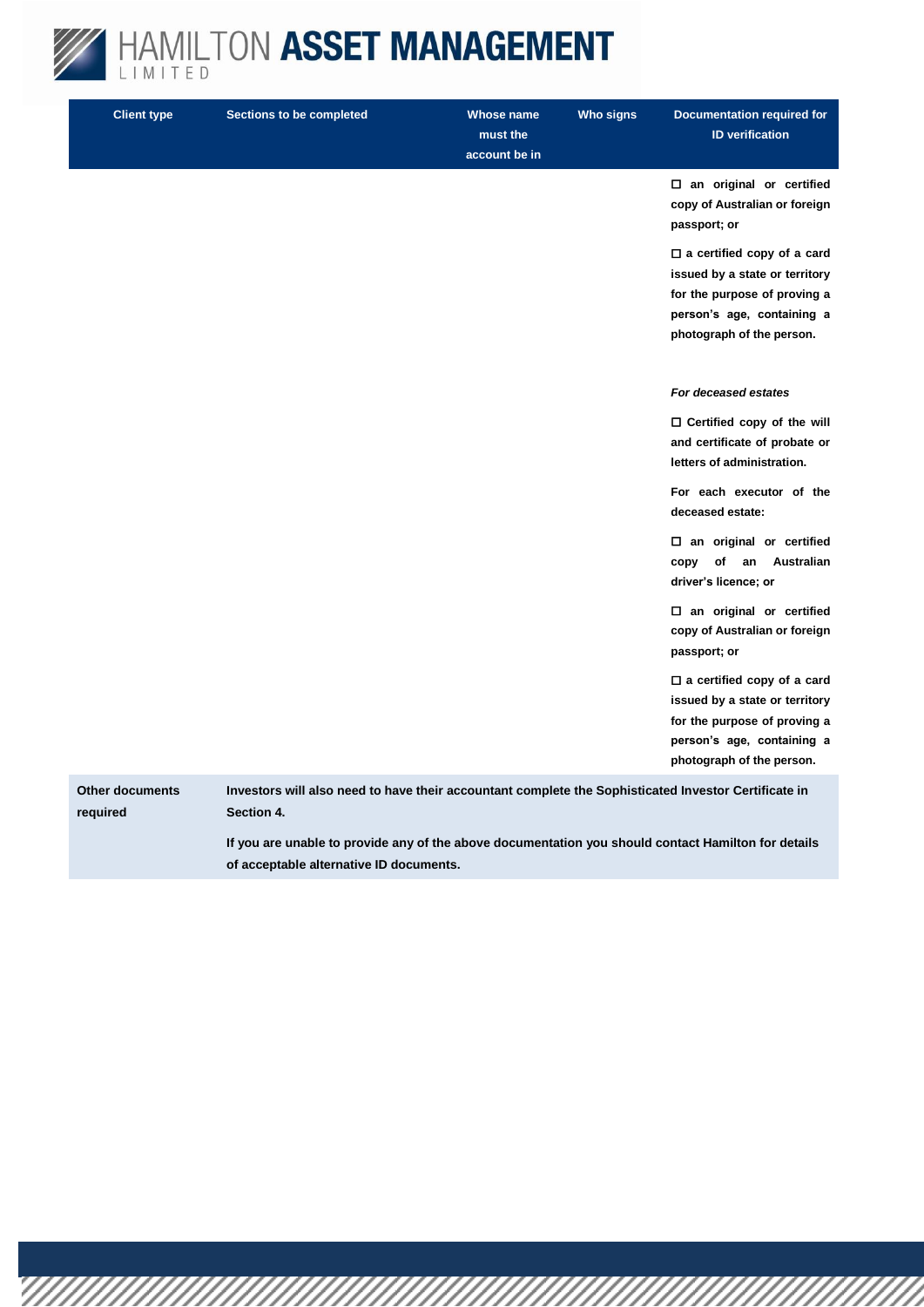| Client type | Sections to be completed | Whose name must the account be in | Who signs | Documentation required for ID verification |
|---|---|---|---|---|
| | | | | ☐ an original or certified copy of Australian or foreign passport; or<br><br>☐ a certified copy of a card issued by a state or territory for the purpose of proving a person's age, containing a photograph of the person.<br><br>*For deceased estates*<br><br>☐ Certified copy of the will and certificate of probate or letters of administration.<br><br>For each executor of the deceased estate:<br><br>☐ an original or certified copy of an Australian driver's licence; or<br><br>☐ an original or certified copy of Australian or foreign passport; or<br><br>☐ a certified copy of a card issued by a state or territory for the purpose of proving a person's age, containing a photograph of the person. |
| **Other documents required** | **Investors will also need to have their accountant complete the Sophisticated Investor Certificate in Section 4.**<br><br>**If you are unable to provide any of the above documentation you should contact Hamilton for details of acceptable alternative ID documents.** | | | |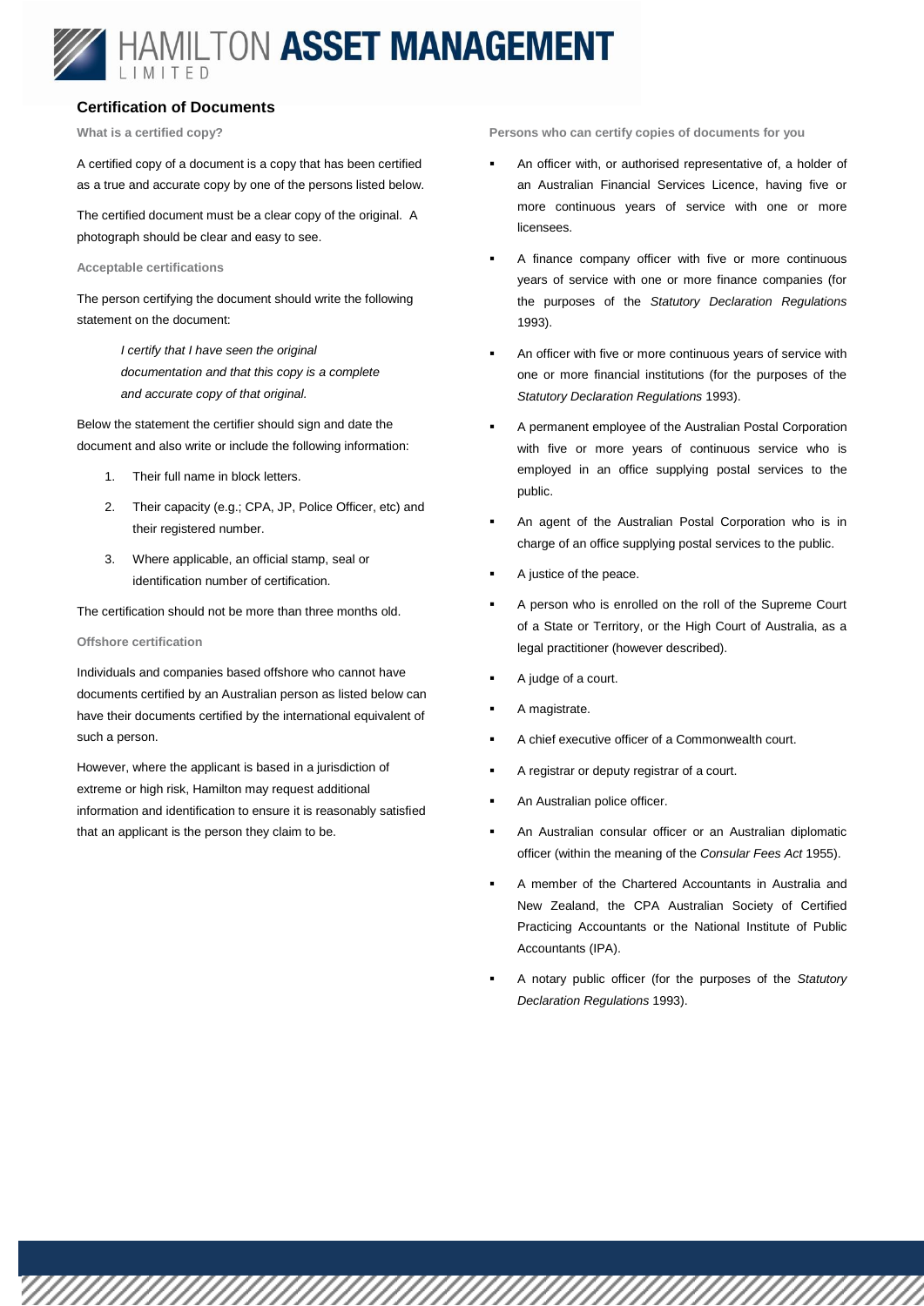## Certification of Documents

### What is a certified copy?

A certified copy of a document is a copy that has been certified as a true and accurate copy by one of the persons listed below.

The certified document must be a clear copy of the original. A photograph should be clear and easy to see.

### Acceptable certifications

The person certifying the document should write the following statement on the document:

> *I certify that I have seen the original documentation and that this copy is a complete and accurate copy of that original.*

Below the statement the certifier should sign and date the document and also write or include the following information:

1. Their full name in block letters.
2. Their capacity (e.g.; CPA, JP, Police Officer, etc) and their registered number.
3. Where applicable, an official stamp, seal or identification number of certification.

The certification should not be more than three months old.

### Offshore certification

Individuals and companies based offshore who cannot have documents certified by an Australian person as listed below can have their documents certified by the international equivalent of such a person.

However, where the applicant is based in a jurisdiction of extreme or high risk, Hamilton may request additional information and identification to ensure it is reasonably satisfied that an applicant is the person they claim to be.

### Persons who can certify copies of documents for you

- An officer with, or authorised representative of, a holder of an Australian Financial Services Licence, having five or more continuous years of service with one or more licensees.
- A finance company officer with five or more continuous years of service with one or more finance companies (for the purposes of the *Statutory Declaration Regulations* 1993).
- An officer with five or more continuous years of service with one or more financial institutions (for the purposes of the *Statutory Declaration Regulations* 1993).
- A permanent employee of the Australian Postal Corporation with five or more years of continuous service who is employed in an office supplying postal services to the public.
- An agent of the Australian Postal Corporation who is in charge of an office supplying postal services to the public.
- A justice of the peace.
- A person who is enrolled on the roll of the Supreme Court of a State or Territory, or the High Court of Australia, as a legal practitioner (however described).
- A judge of a court.
- A magistrate.
- A chief executive officer of a Commonwealth court.
- A registrar or deputy registrar of a court.
- An Australian police officer.
- An Australian consular officer or an Australian diplomatic officer (within the meaning of the *Consular Fees Act* 1955).
- A member of the Chartered Accountants in Australia and New Zealand, the CPA Australian Society of Certified Practicing Accountants or the National Institute of Public Accountants (IPA).
- A notary public officer (for the purposes of the *Statutory Declaration Regulations* 1993).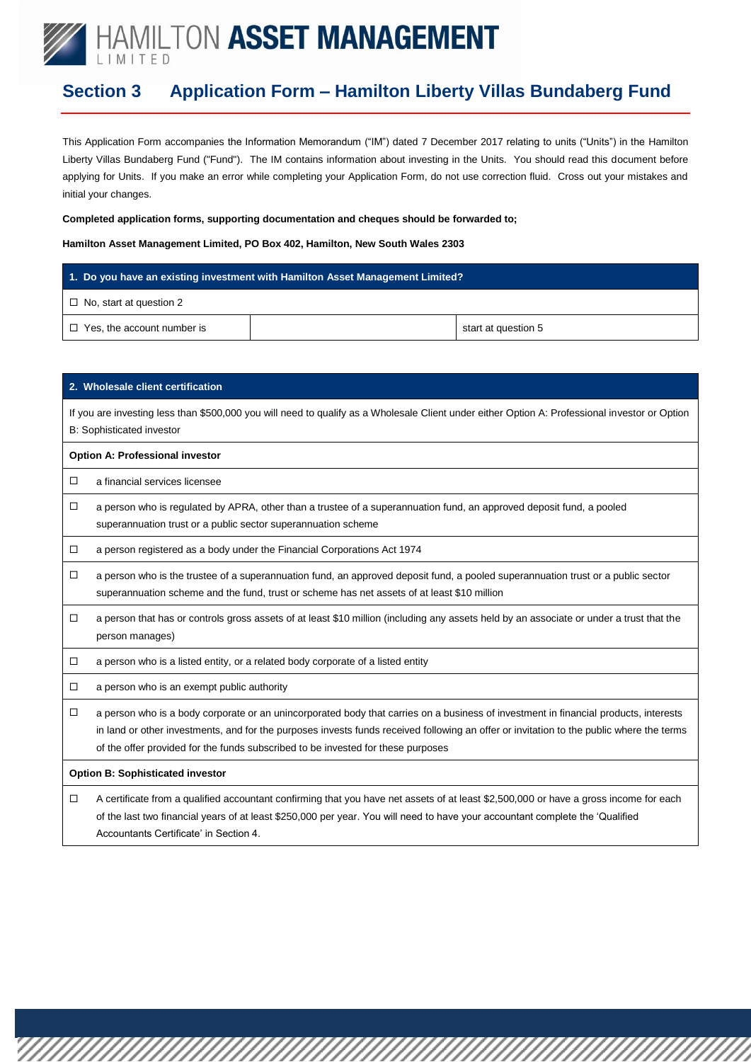# Section 3 Application Form – Hamilton Liberty Villas Bundaberg Fund

This Application Form accompanies the Information Memorandum ("IM") dated 7 December 2017 relating to units ("Units") in the Hamilton Liberty Villas Bundaberg Fund ("Fund"). The IM contains information about investing in the Units. You should read this document before applying for Units. If you make an error while completing your Application Form, do not use correction fluid. Cross out your mistakes and initial your changes.

**Completed application forms, supporting documentation and cheques should be forwarded to;**

**Hamilton Asset Management Limited, PO Box 402, Hamilton, New South Wales 2303**

| 1. Do you have an existing investment with Hamilton Asset Management Limited? | | |
|---|---|---|
| ☐ No, start at question 2 | | |
| ☐ Yes, the account number is | | start at question 5 |

| 2. Wholesale client certification | |
|---|---|
| If you are investing less than $500,000 you will need to qualify as a Wholesale Client under either Option A: Professional investor or Option B: Sophisticated investor | |
| **Option A: Professional investor** | |
| ☐ | a financial services licensee |
| ☐ | a person who is regulated by APRA, other than a trustee of a superannuation fund, an approved deposit fund, a pooled superannuation trust or a public sector superannuation scheme |
| ☐ | a person registered as a body under the Financial Corporations Act 1974 |
| ☐ | a person who is the trustee of a superannuation fund, an approved deposit fund, a pooled superannuation trust or a public sector superannuation scheme and the fund, trust or scheme has net assets of at least $10 million |
| ☐ | a person that has or controls gross assets of at least $10 million (including any assets held by an associate or under a trust that the person manages) |
| ☐ | a person who is a listed entity, or a related body corporate of a listed entity |
| ☐ | a person who is an exempt public authority |
| ☐ | a person who is a body corporate or an unincorporated body that carries on a business of investment in financial products, interests in land or other investments, and for the purposes invests funds received following an offer or invitation to the public where the terms of the offer provided for the funds subscribed to be invested for these purposes |
| **Option B: Sophisticated investor** | |
| ☐ | A certificate from a qualified accountant confirming that you have net assets of at least $2,500,000 or have a gross income for each of the last two financial years of at least $250,000 per year. You will need to have your accountant complete the 'Qualified Accountants Certificate' in Section 4. |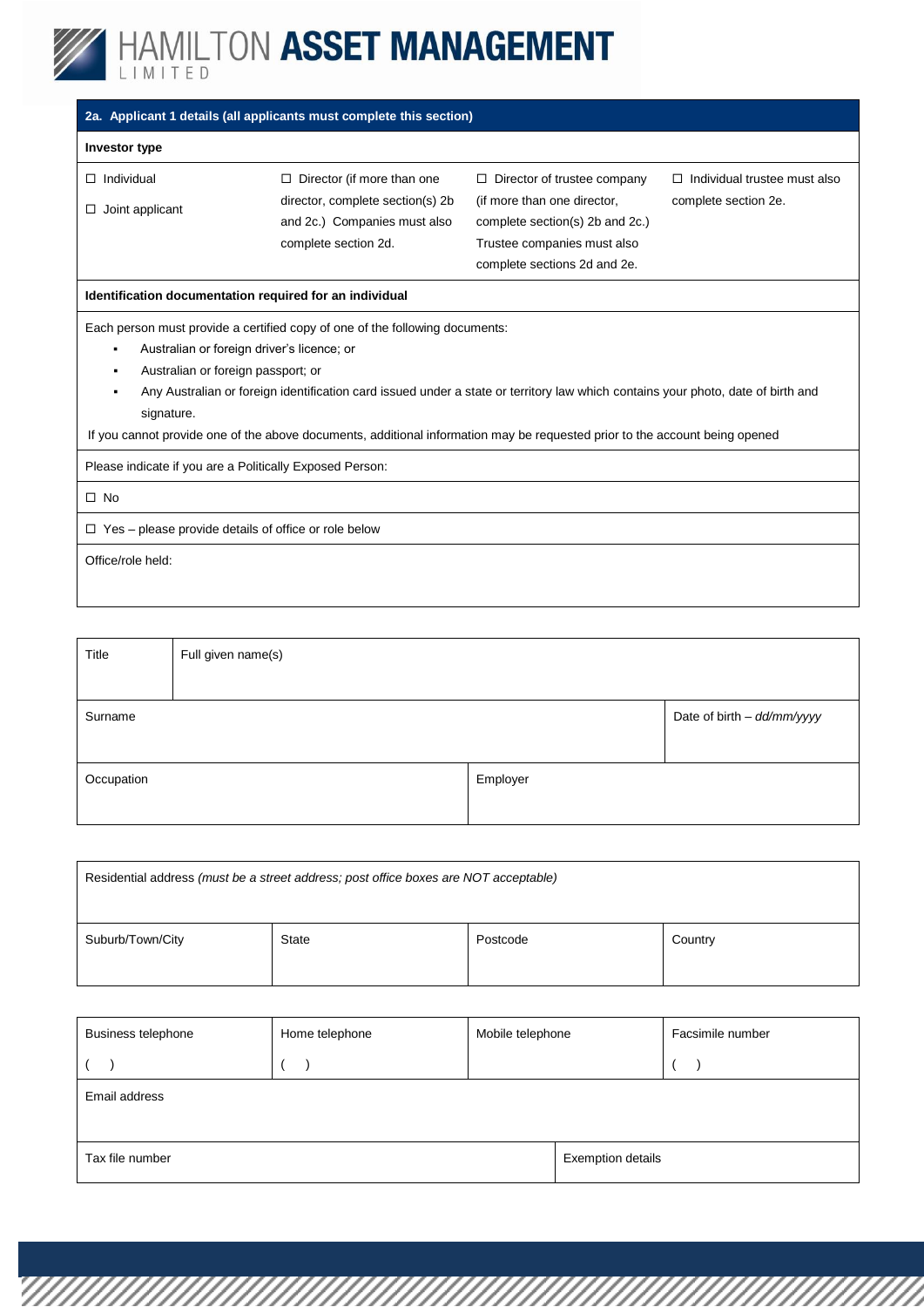# HAMILTON ASSET MANAGEMENT LIMITED

## 2a. Applicant 1 details (all applicants must complete this section)

**Investor type**

| | | | |
|---|---|---|---|
| ☐ Individual<br>☐ Joint applicant | ☐ Director (if more than one director, complete section(s) 2b and 2c.) Companies must also complete section 2d. | ☐ Director of trustee company (if more than one director, complete section(s) 2b and 2c.) Trustee companies must also complete sections 2d and 2e. | ☐ Individual trustee must also complete section 2e. |

**Identification documentation required for an individual**

Each person must provide a certified copy of one of the following documents:

- Australian or foreign driver's licence; or
- Australian or foreign passport; or
- Any Australian or foreign identification card issued under a state or territory law which contains your photo, date of birth and signature.

If you cannot provide one of the above documents, additional information may be requested prior to the account being opened

Please indicate if you are a Politically Exposed Person:

☐ No

☐ Yes – please provide details of office or role below

Office/role held:

| Title | Full given name(s) | | |
|---|---|---|---|
| Surname | | | Date of birth – *dd/mm/yyyy* |
| Occupation | | Employer | |

| Residential address *(must be a street address; post office boxes are NOT acceptable)* | | | |
|---|---|---|---|
| Suburb/Town/City | State | Postcode | Country |

| Business telephone | Home telephone | Mobile telephone | Facsimile number |
|---|---|---|---|
| (   ) | (   ) | | (   ) |
| Email address | | | |
| Tax file number | | Exemption details | |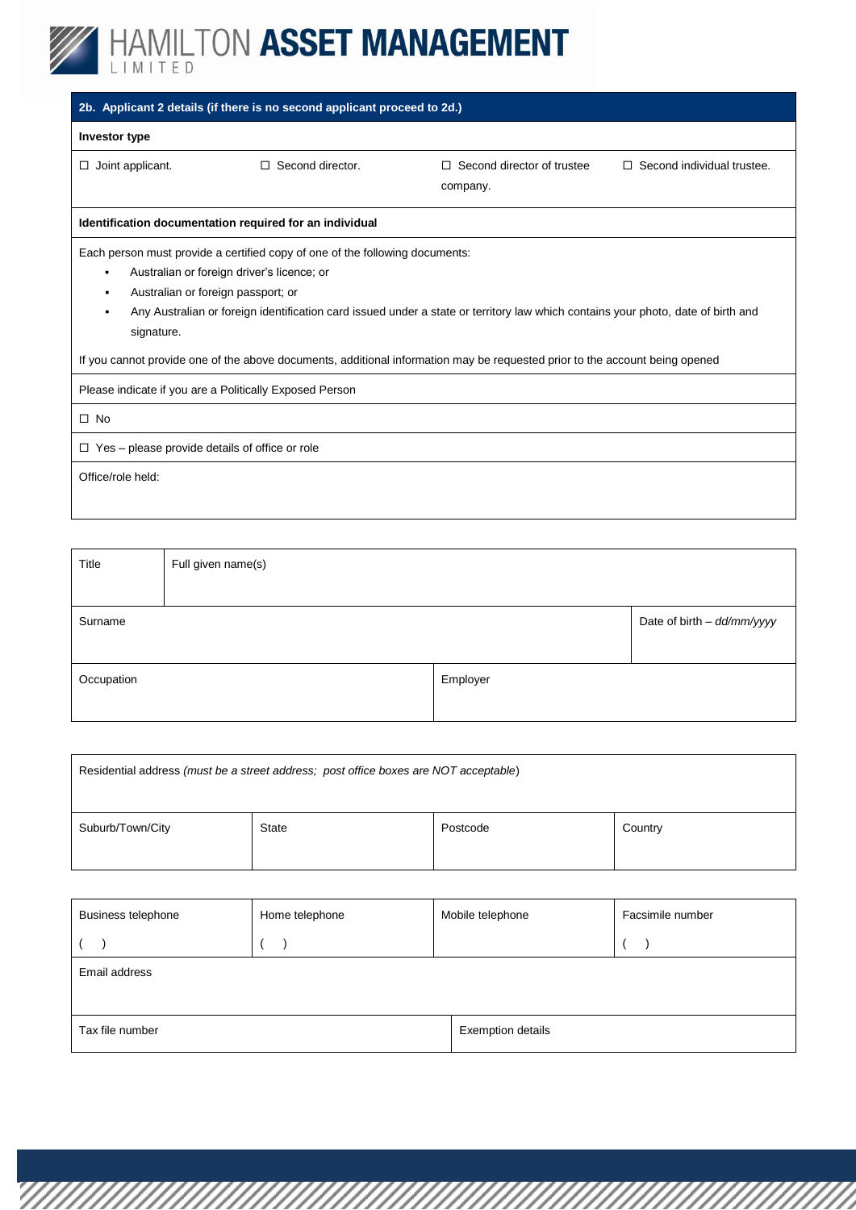HAMILTON **ASSET MANAGEMENT**
LIMITED

## 2b. Applicant 2 details (if there is no second applicant proceed to 2d.)

**Investor type**

| ☐ Joint applicant. | ☐ Second director. | ☐ Second director of trustee company. | ☐ Second individual trustee. |
|---|---|---|---|

**Identification documentation required for an individual**

Each person must provide a certified copy of one of the following documents:

- Australian or foreign driver's licence; or
- Australian or foreign passport; or
- Any Australian or foreign identification card issued under a state or territory law which contains your photo, date of birth and signature.

If you cannot provide one of the above documents, additional information may be requested prior to the account being opened

Please indicate if you are a Politically Exposed Person

☐ No

☐ Yes – please provide details of office or role

Office/role held:

| Title | Full given name(s) | | |
|---|---|---|---|
| Surname | | | Date of birth – *dd/mm/yyyy* |
| Occupation | | Employer | |

| Residential address *(must be a street address; post office boxes are NOT acceptable)* | | | |
|---|---|---|---|
| Suburb/Town/City | State | Postcode | Country |

| Business telephone | Home telephone | Mobile telephone | Facsimile number |
|---|---|---|---|
| (   ) | (   ) | | (   ) |
| Email address | | | |
| Tax file number | | Exemption details | |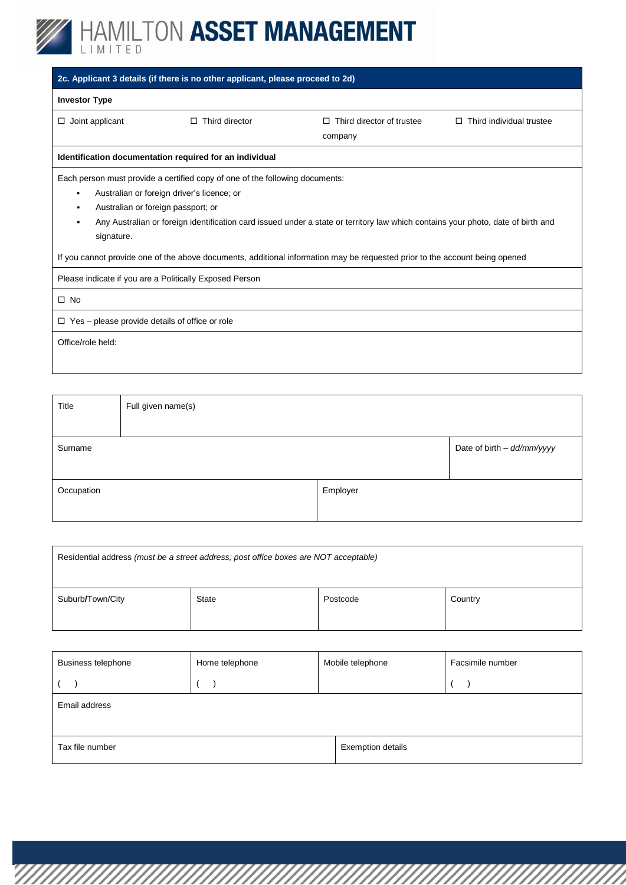| 2c. Applicant 3 details (if there is no other applicant, please proceed to 2d) | | | |
|---|---|---|---|
| **Investor Type** | | | |
| ☐ Joint applicant | ☐ Third director | ☐ Third director of trustee company | ☐ Third individual trustee |
| **Identification documentation required for an individual** | | | |

Each person must provide a certified copy of one of the following documents:

- Australian or foreign driver's licence; or
- Australian or foreign passport; or
- Any Australian or foreign identification card issued under a state or territory law which contains your photo, date of birth and signature.

If you cannot provide one of the above documents, additional information may be requested prior to the account being opened

Please indicate if you are a Politically Exposed Person

☐ No

☐ Yes – please provide details of office or role

Office/role held:

| Title | Full given name(s) | | |
|---|---|---|---|
| Surname | | | Date of birth – *dd/mm/yyyy* |
| Occupation | | Employer | |

| Residential address *(must be a street address; post office boxes are NOT acceptable)* | | | |
|---|---|---|---|
| Suburb/Town/City | State | Postcode | Country |

| Business telephone | Home telephone | Mobile telephone | Facsimile number |
|---|---|---|---|
| ( ) | ( ) | | ( ) |
| Email address | | | |
| Tax file number | | Exemption details | |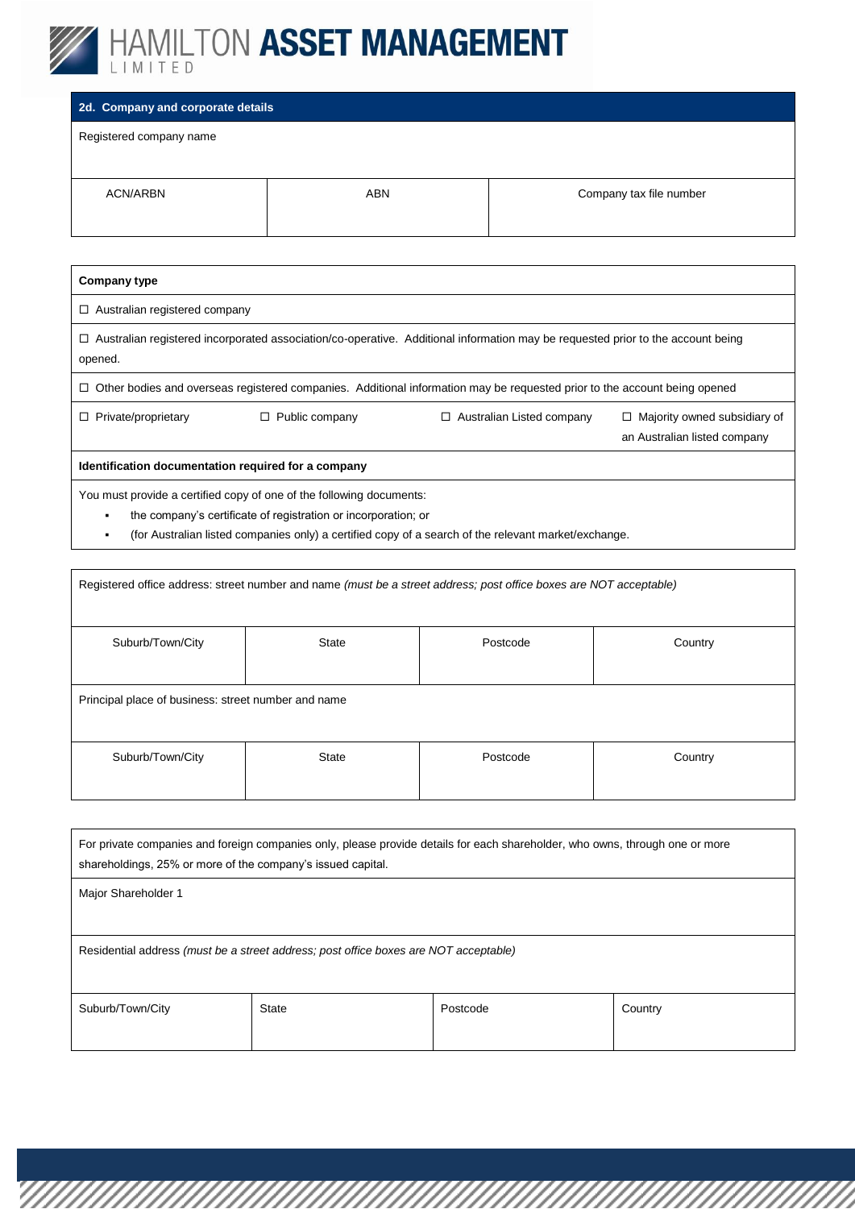## 2d. Company and corporate details

| Registered company name | | |
|---|---|---|
| ACN/ARBN | ABN | Company tax file number |
| | | |

**Company type**

☐ Australian registered company

☐ Australian registered incorporated association/co-operative. Additional information may be requested prior to the account being opened.

☐ Other bodies and overseas registered companies. Additional information may be requested prior to the account being opened

| ☐ Private/proprietary | ☐ Public company | ☐ Australian Listed company | ☐ Majority owned subsidiary of an Australian listed company |
|---|---|---|---|

**Identification documentation required for a company**

You must provide a certified copy of one of the following documents:

- the company's certificate of registration or incorporation; or
- (for Australian listed companies only) a certified copy of a search of the relevant market/exchange.

| Registered office address: street number and name *(must be a street address; post office boxes are NOT acceptable)* | | | |
|---|---|---|---|
| Suburb/Town/City | State | Postcode | Country |
| | | | |
| Principal place of business: street number and name | | | |
| Suburb/Town/City | State | Postcode | Country |
| | | | |

For private companies and foreign companies only, please provide details for each shareholder, who owns, through one or more shareholdings, 25% or more of the company's issued capital.

| Major Shareholder 1 | | | |
|---|---|---|---|
| Residential address *(must be a street address; post office boxes are NOT acceptable)* | | | |
| Suburb/Town/City | State | Postcode | Country |
| | | | |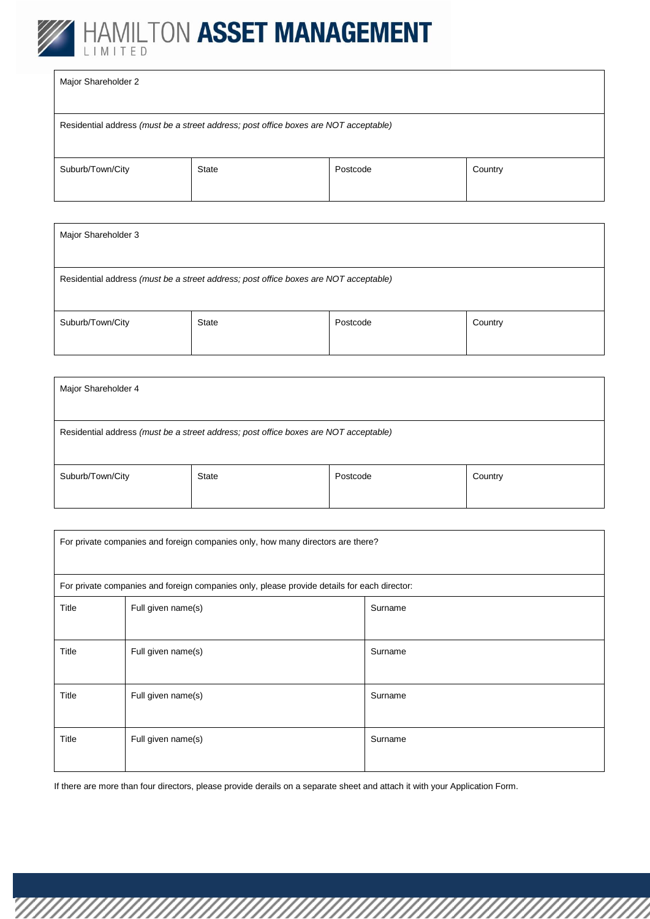# HAMILTON ASSET MANAGEMENT LIMITED

| Major Shareholder 2 | | | |
|---|---|---|---|
| Residential address *(must be a street address; post office boxes are NOT acceptable)* | | | |
| Suburb/Town/City | State | Postcode | Country |

| Major Shareholder 3 | | | |
|---|---|---|---|
| Residential address *(must be a street address; post office boxes are NOT acceptable)* | | | |
| Suburb/Town/City | State | Postcode | Country |

| Major Shareholder 4 | | | |
|---|---|---|---|
| Residential address *(must be a street address; post office boxes are NOT acceptable)* | | | |
| Suburb/Town/City | State | Postcode | Country |

| For private companies and foreign companies only, how many directors are there? | | |
|---|---|---|
| For private companies and foreign companies only, please provide details for each director: | | |
| Title | Full given name(s) | Surname |
| Title | Full given name(s) | Surname |
| Title | Full given name(s) | Surname |
| Title | Full given name(s) | Surname |

If there are more than four directors, please provide derails on a separate sheet and attach it with your Application Form.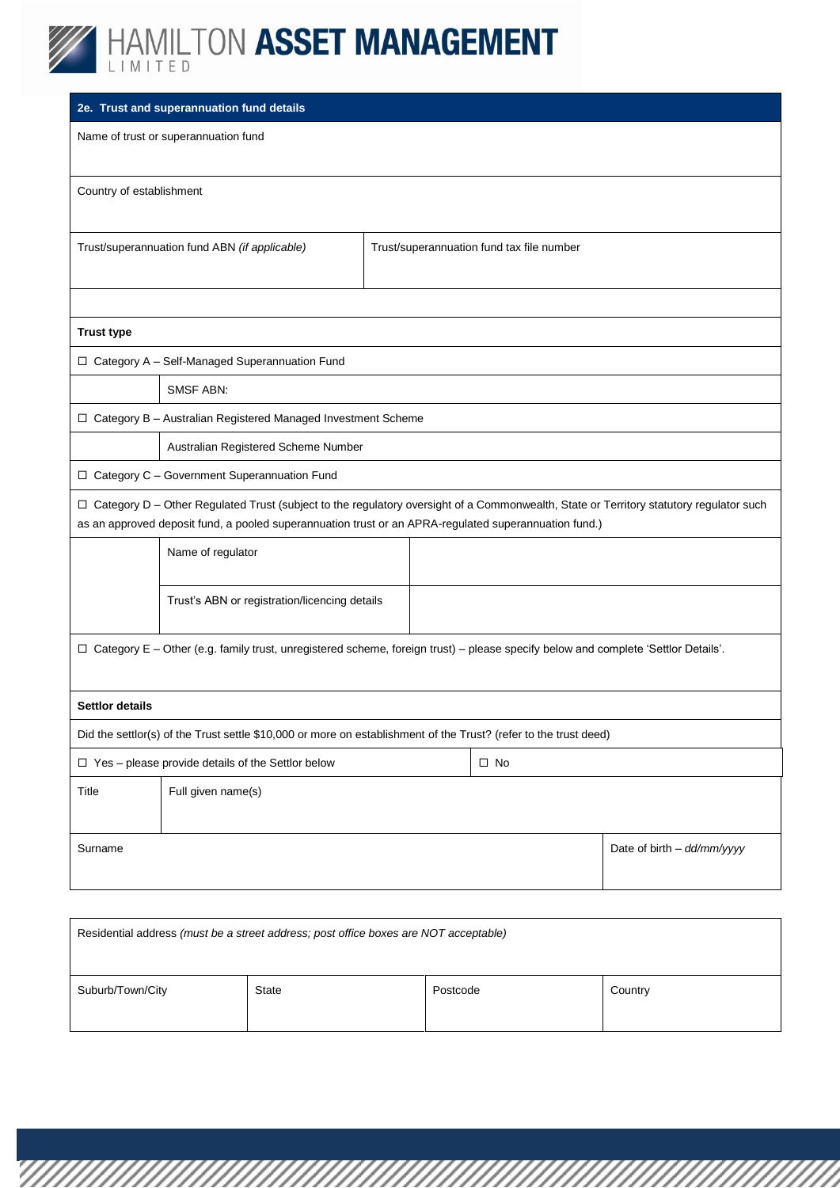## 2e. Trust and superannuation fund details

| Name of trust or superannuation fund | |
|---|---|
| | |

| Country of establishment |
|---|
| |

| Trust/superannuation fund ABN *(if applicable)* | Trust/superannuation fund tax file number |
|---|---|
| | |

**Trust type**

☐ Category A – Self-Managed Superannuation Fund

| | SMSF ABN: |
|---|---|

☐ Category B – Australian Registered Managed Investment Scheme

| | Australian Registered Scheme Number |
|---|---|

☐ Category C – Government Superannuation Fund

☐ Category D – Other Regulated Trust (subject to the regulatory oversight of a Commonwealth, State or Territory statutory regulator such as an approved deposit fund, a pooled superannuation trust or an APRA-regulated superannuation fund.)

| | Name of regulator | |
|---|---|---|
| | Trust's ABN or registration/licencing details | |

☐ Category E – Other (e.g. family trust, unregistered scheme, foreign trust) – please specify below and complete 'Settlor Details'.

**Settlor details**

Did the settlor(s) of the Trust settle $10,000 or more on establishment of the Trust? (refer to the trust deed)

☐ Yes – please provide details of the Settlor below ☐ No

| Title | Full given name(s) |
|---|---|
| | |

| Surname | Date of birth – *dd/mm/yyyy* |
|---|---|
| | |

Residential address *(must be a street address; post office boxes are NOT acceptable)*

| Suburb/Town/City | State | Postcode | Country |
|---|---|---|---|
| | | | |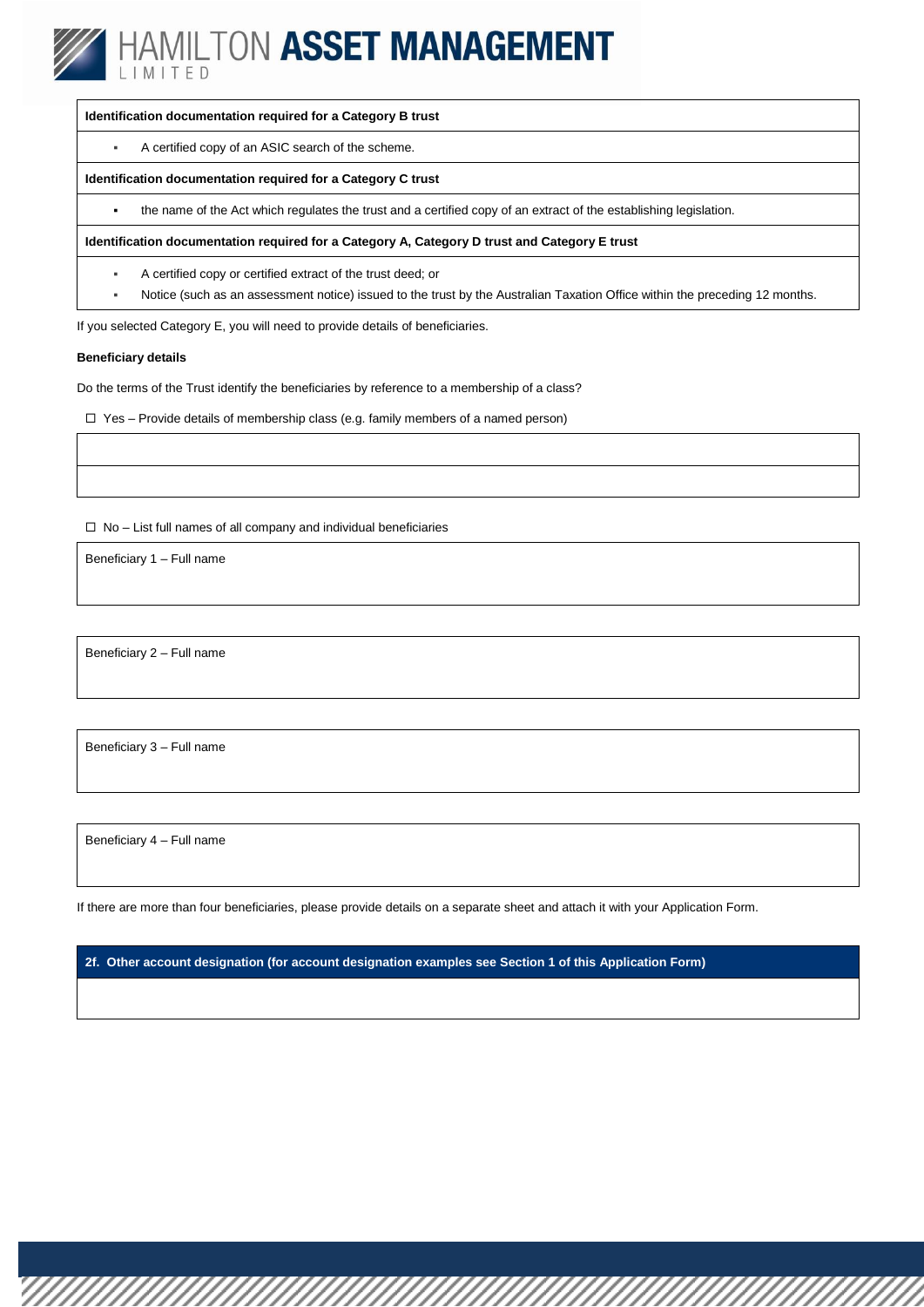**Identification documentation required for a Category B trust**

- A certified copy of an ASIC search of the scheme.

**Identification documentation required for a Category C trust**

- the name of the Act which regulates the trust and a certified copy of an extract of the establishing legislation.

**Identification documentation required for a Category A, Category D trust and Category E trust**

- A certified copy or certified extract of the trust deed; or
- Notice (such as an assessment notice) issued to the trust by the Australian Taxation Office within the preceding 12 months.

If you selected Category E, you will need to provide details of beneficiaries.

**Beneficiary details**

Do the terms of the Trust identify the beneficiaries by reference to a membership of a class?

☐ Yes – Provide details of membership class (e.g. family members of a named person)

☐ No – List full names of all company and individual beneficiaries

Beneficiary 1 – Full name

Beneficiary 2 – Full name

Beneficiary 3 – Full name

Beneficiary 4 – Full name

If there are more than four beneficiaries, please provide details on a separate sheet and attach it with your Application Form.

## 2f. Other account designation (for account designation examples see Section 1 of this Application Form)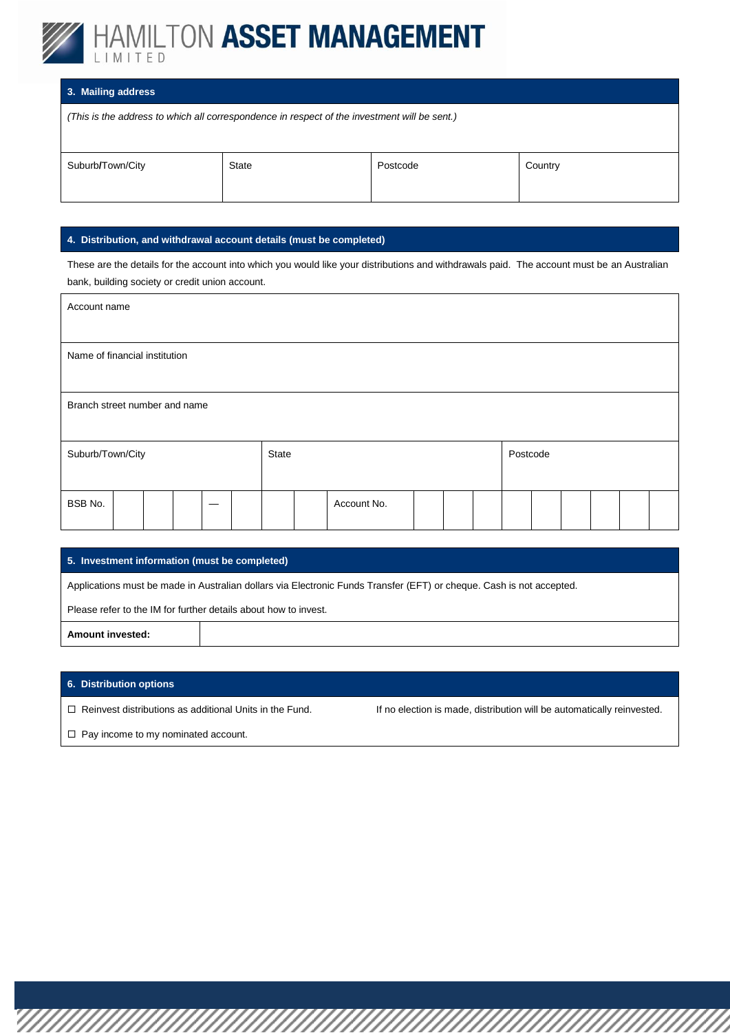HAMILTON **ASSET MANAGEMENT** LIMITED

## 3. Mailing address

*(This is the address to which all correspondence in respect of the investment will be sent.)*

| Suburb/Town/City | State | Postcode | Country |
|---|---|---|---|
| | | | |

## 4. Distribution, and withdrawal account details (must be completed)

These are the details for the account into which you would like your distributions and withdrawals paid. The account must be an Australian bank, building society or credit union account.

| Account name | | |
|---|---|---|
| Name of financial institution | | |
| Branch street number and name | | |
| Suburb/Town/City | State | Postcode |

| BSB No. | | | | — | | | | Account No. | | | | | | | | | |
|---|---|---|---|---|---|---|---|---|---|---|---|---|---|---|---|---|---|

## 5. Investment information (must be completed)

Applications must be made in Australian dollars via Electronic Funds Transfer (EFT) or cheque. Cash is not accepted.

Please refer to the IM for further details about how to invest.

| **Amount invested:** | |
|---|---|

## 6. Distribution options

☐ Reinvest distributions as additional Units in the Fund.

If no election is made, distribution will be automatically reinvested.

☐ Pay income to my nominated account.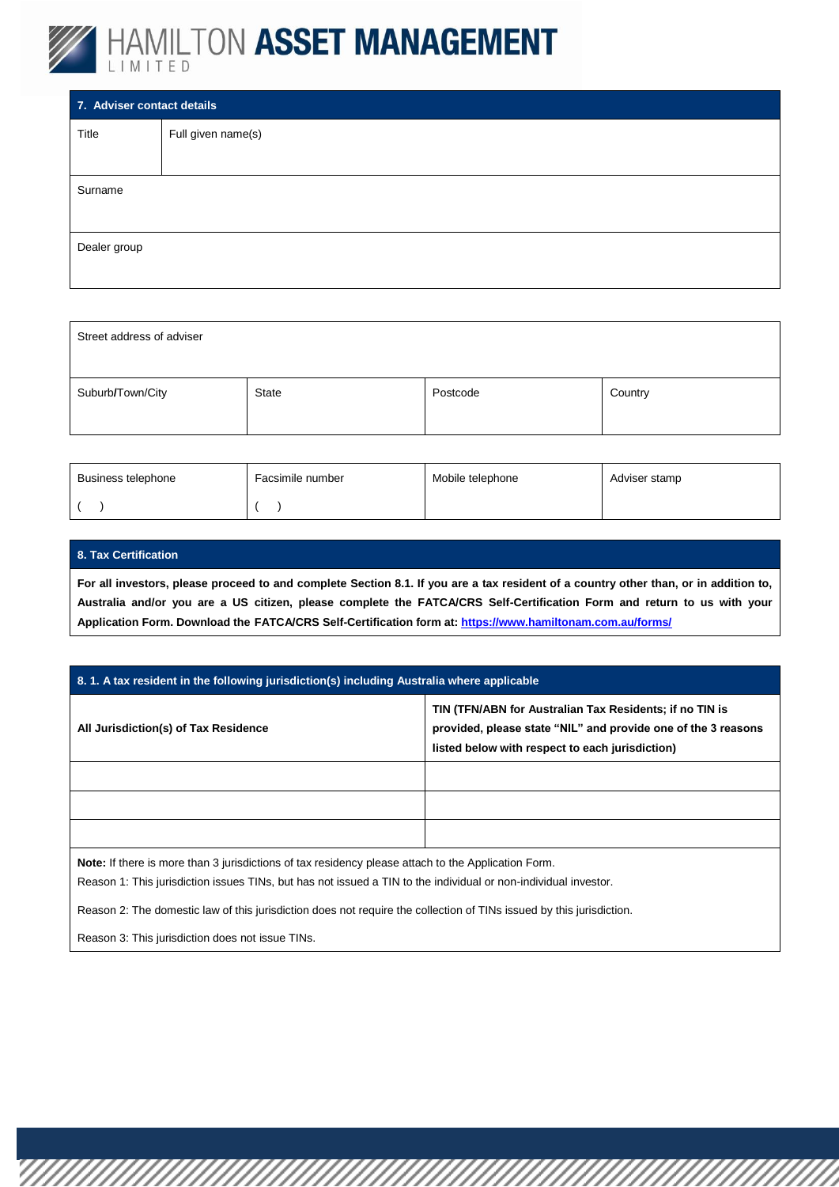## 7. Adviser contact details

| Title | Full given name(s) |
| --- | --- |
| | |

| Surname |
| --- |
| |

| Dealer group |
| --- |
| |

| Street address of adviser | | | |
| --- | --- | --- | --- |
| | | | |
| Suburb/Town/City | State | Postcode | Country |
| | | | |

| Business telephone | Facsimile number | Mobile telephone | Adviser stamp |
| --- | --- | --- | --- |
| (   ) | (   ) | | |

## 8. Tax Certification

**For all investors, please proceed to and complete Section 8.1. If you are a tax resident of a country other than, or in addition to, Australia and/or you are a US citizen, please complete the FATCA/CRS Self-Certification Form and return to us with your Application Form. Download the FATCA/CRS Self-Certification form at: https://www.hamiltonam.com.au/forms/**

### 8. 1. A tax resident in the following jurisdiction(s) including Australia where applicable

| All Jurisdiction(s) of Tax Residence | TIN (TFN/ABN for Australian Tax Residents; if no TIN is provided, please state "NIL" and provide one of the 3 reasons listed below with respect to each jurisdiction) |
| --- | --- |
| | |
| | |
| | |

**Note:** If there is more than 3 jurisdictions of tax residency please attach to the Application Form.

Reason 1: This jurisdiction issues TINs, but has not issued a TIN to the individual or non-individual investor.

Reason 2: The domestic law of this jurisdiction does not require the collection of TINs issued by this jurisdiction.

Reason 3: This jurisdiction does not issue TINs.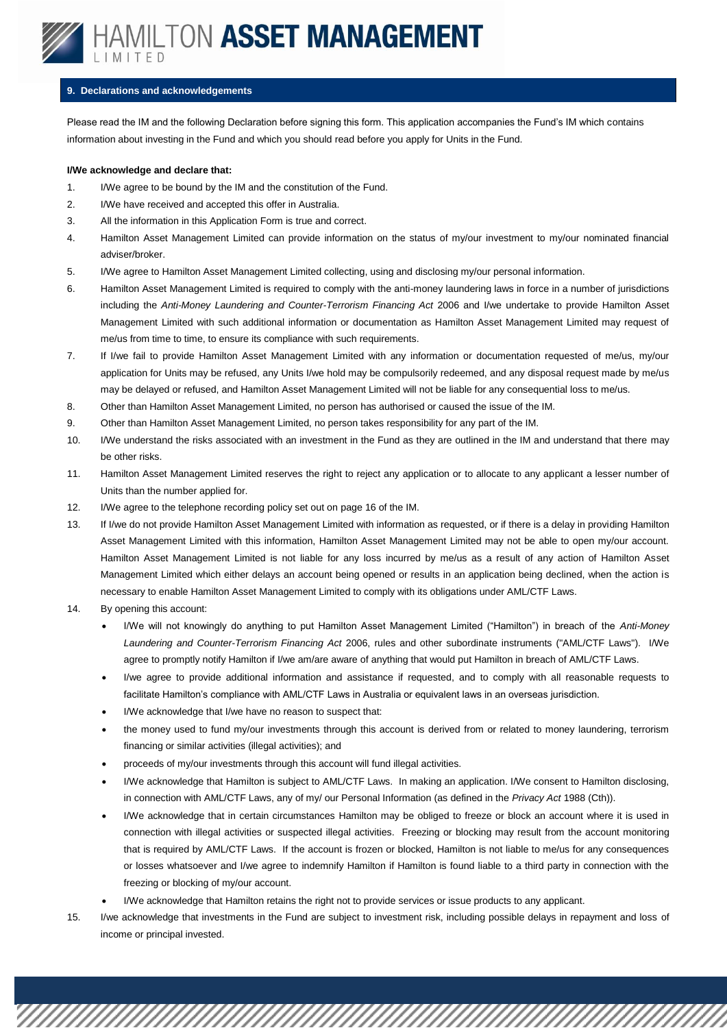## 9. Declarations and acknowledgements

Please read the IM and the following Declaration before signing this form. This application accompanies the Fund's IM which contains information about investing in the Fund and which you should read before you apply for Units in the Fund.

**I/We acknowledge and declare that:**

1. I/We agree to be bound by the IM and the constitution of the Fund.
2. I/We have received and accepted this offer in Australia.
3. All the information in this Application Form is true and correct.
4. Hamilton Asset Management Limited can provide information on the status of my/our investment to my/our nominated financial adviser/broker.
5. I/We agree to Hamilton Asset Management Limited collecting, using and disclosing my/our personal information.
6. Hamilton Asset Management Limited is required to comply with the anti-money laundering laws in force in a number of jurisdictions including the *Anti-Money Laundering and Counter-Terrorism Financing Act* 2006 and I/we undertake to provide Hamilton Asset Management Limited with such additional information or documentation as Hamilton Asset Management Limited may request of me/us from time to time, to ensure its compliance with such requirements.
7. If I/we fail to provide Hamilton Asset Management Limited with any information or documentation requested of me/us, my/our application for Units may be refused, any Units I/we hold may be compulsorily redeemed, and any disposal request made by me/us may be delayed or refused, and Hamilton Asset Management Limited will not be liable for any consequential loss to me/us.
8. Other than Hamilton Asset Management Limited, no person has authorised or caused the issue of the IM.
9. Other than Hamilton Asset Management Limited, no person takes responsibility for any part of the IM.
10. I/We understand the risks associated with an investment in the Fund as they are outlined in the IM and understand that there may be other risks.
11. Hamilton Asset Management Limited reserves the right to reject any application or to allocate to any applicant a lesser number of Units than the number applied for.
12. I/We agree to the telephone recording policy set out on page 16 of the IM.
13. If I/we do not provide Hamilton Asset Management Limited with information as requested, or if there is a delay in providing Hamilton Asset Management Limited with this information, Hamilton Asset Management Limited may not be able to open my/our account. Hamilton Asset Management Limited is not liable for any loss incurred by me/us as a result of any action of Hamilton Asset Management Limited which either delays an account being opened or results in an application being declined, when the action is necessary to enable Hamilton Asset Management Limited to comply with its obligations under AML/CTF Laws.
14. By opening this account:
    - I/We will not knowingly do anything to put Hamilton Asset Management Limited ("Hamilton") in breach of the *Anti-Money Laundering and Counter-Terrorism Financing Act* 2006, rules and other subordinate instruments ("AML/CTF Laws"). I/We agree to promptly notify Hamilton if I/we am/are aware of anything that would put Hamilton in breach of AML/CTF Laws.
    - I/we agree to provide additional information and assistance if requested, and to comply with all reasonable requests to facilitate Hamilton's compliance with AML/CTF Laws in Australia or equivalent laws in an overseas jurisdiction.
    - I/We acknowledge that I/we have no reason to suspect that:
    - the money used to fund my/our investments through this account is derived from or related to money laundering, terrorism financing or similar activities (illegal activities); and
    - proceeds of my/our investments through this account will fund illegal activities.
    - I/We acknowledge that Hamilton is subject to AML/CTF Laws. In making an application. I/We consent to Hamilton disclosing, in connection with AML/CTF Laws, any of my/ our Personal Information (as defined in the *Privacy Act* 1988 (Cth)).
    - I/We acknowledge that in certain circumstances Hamilton may be obliged to freeze or block an account where it is used in connection with illegal activities or suspected illegal activities. Freezing or blocking may result from the account monitoring that is required by AML/CTF Laws. If the account is frozen or blocked, Hamilton is not liable to me/us for any consequences or losses whatsoever and I/we agree to indemnify Hamilton if Hamilton is found liable to a third party in connection with the freezing or blocking of my/our account.
    - I/We acknowledge that Hamilton retains the right not to provide services or issue products to any applicant.
15. I/we acknowledge that investments in the Fund are subject to investment risk, including possible delays in repayment and loss of income or principal invested.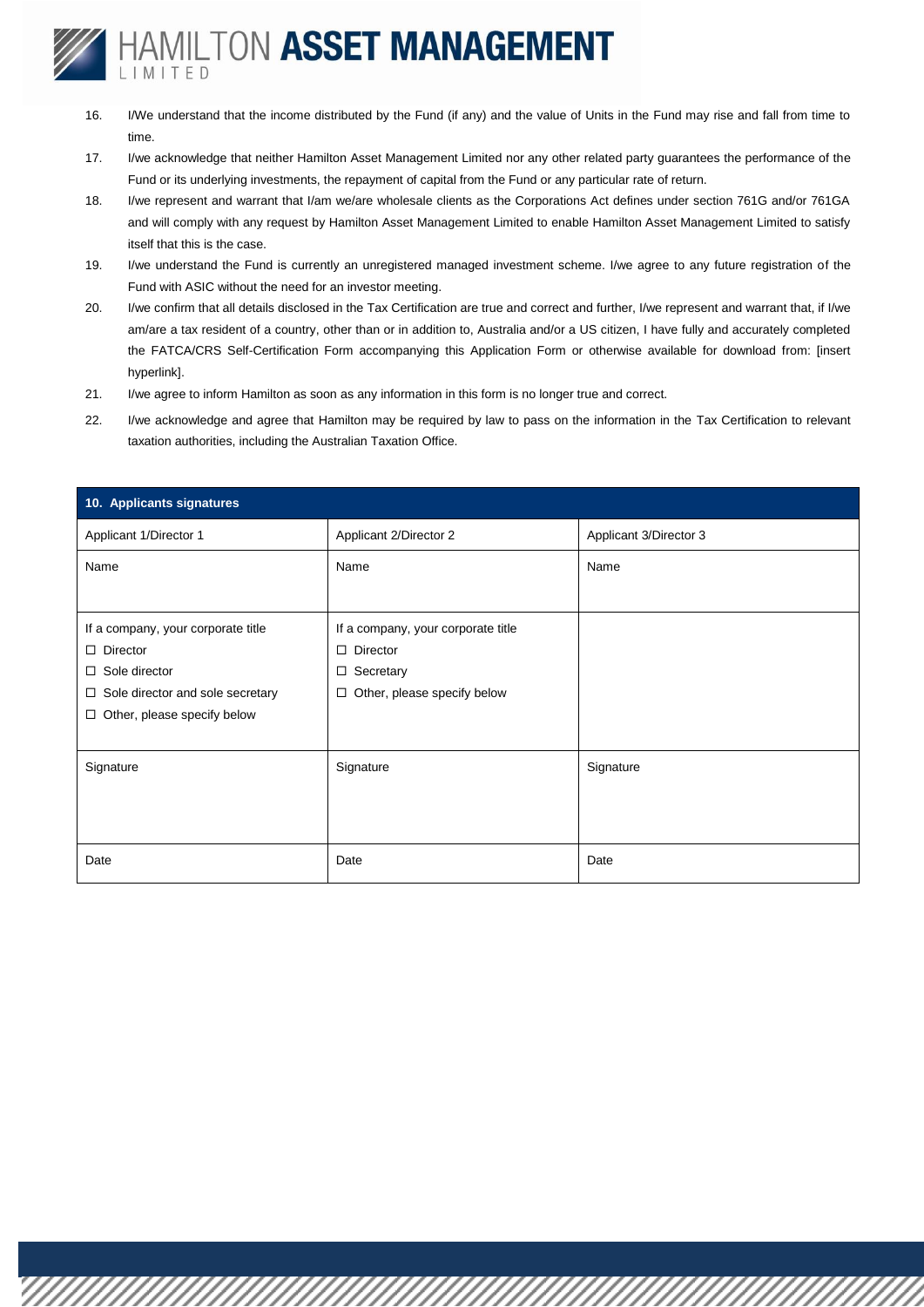16. I/We understand that the income distributed by the Fund (if any) and the value of Units in the Fund may rise and fall from time to time.
17. I/we acknowledge that neither Hamilton Asset Management Limited nor any other related party guarantees the performance of the Fund or its underlying investments, the repayment of capital from the Fund or any particular rate of return.
18. I/we represent and warrant that I/am we/are wholesale clients as the Corporations Act defines under section 761G and/or 761GA and will comply with any request by Hamilton Asset Management Limited to enable Hamilton Asset Management Limited to satisfy itself that this is the case.
19. I/we understand the Fund is currently an unregistered managed investment scheme. I/we agree to any future registration of the Fund with ASIC without the need for an investor meeting.
20. I/we confirm that all details disclosed in the Tax Certification are true and correct and further, I/we represent and warrant that, if I/we am/are a tax resident of a country, other than or in addition to, Australia and/or a US citizen, I have fully and accurately completed the FATCA/CRS Self-Certification Form accompanying this Application Form or otherwise available for download from: [insert hyperlink].
21. I/we agree to inform Hamilton as soon as any information in this form is no longer true and correct.
22. I/we acknowledge and agree that Hamilton may be required by law to pass on the information in the Tax Certification to relevant taxation authorities, including the Australian Taxation Office.

| **10. Applicants signatures** | | |
|---|---|---|
| Applicant 1/Director 1 | Applicant 2/Director 2 | Applicant 3/Director 3 |
| Name | Name | Name |
| If a company, your corporate title<br>☐ Director<br>☐ Sole director<br>☐ Sole director and sole secretary<br>☐ Other, please specify below | If a company, your corporate title<br>☐ Director<br>☐ Secretary<br>☐ Other, please specify below | |
| Signature | Signature | Signature |
| Date | Date | Date |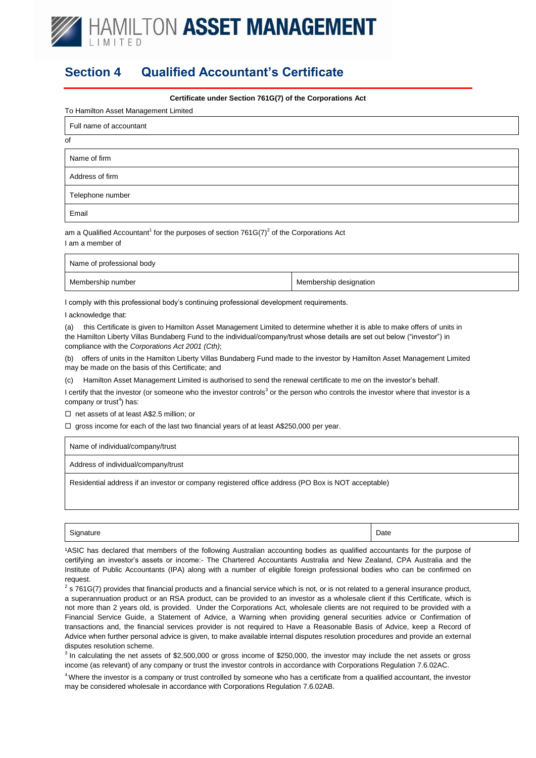HAMILTON **ASSET MANAGEMENT** LIMITED

# Section 4 Qualified Accountant's Certificate

**Certificate under Section 761G(7) of the Corporations Act**

To Hamilton Asset Management Limited

| |
|---|
| Full name of accountant |

of

| |
|---|
| Name of firm |
| Address of firm |
| Telephone number |
| Email |

am a Qualified Accountant[1] for the purposes of section 761G(7)[2] of the Corporations Act

I am a member of

| | |
|---|---|
| Name of professional body | |
| Membership number | Membership designation |

I comply with this professional body's continuing professional development requirements.

I acknowledge that:

(a) this Certificate is given to Hamilton Asset Management Limited to determine whether it is able to make offers of units in the Hamilton Liberty Villas Bundaberg Fund to the individual/company/trust whose details are set out below ("investor") in compliance with the *Corporations Act 2001 (Cth)*;

(b) offers of units in the Hamilton Liberty Villas Bundaberg Fund made to the investor by Hamilton Asset Management Limited may be made on the basis of this Certificate; and

(c) Hamilton Asset Management Limited is authorised to send the renewal certificate to me on the investor's behalf.

I certify that the investor (or someone who the investor controls[3] or the person who controls the investor where that investor is a company or trust[4]) has:

☐ net assets of at least A$2.5 million; or

☐ gross income for each of the last two financial years of at least A$250,000 per year.

| |
|---|
| Name of individual/company/trust |
| Address of individual/company/trust |
| Residential address if an investor or company registered office address (PO Box is NOT acceptable) |

| | |
|---|---|
| Signature | Date |

[1] ASIC has declared that members of the following Australian accounting bodies as qualified accountants for the purpose of certifying an investor's assets or income:- The Chartered Accountants Australia and New Zealand, CPA Australia and the Institute of Public Accountants (IPA) along with a number of eligible foreign professional bodies who can be confirmed on request.

[2] s 761G(7) provides that financial products and a financial service which is not, or is not related to a general insurance product, a superannuation product or an RSA product, can be provided to an investor as a wholesale client if this Certificate, which is not more than 2 years old, is provided. Under the Corporations Act, wholesale clients are not required to be provided with a Financial Service Guide, a Statement of Advice, a Warning when providing general securities advice or Confirmation of transactions and, the financial services provider is not required to Have a Reasonable Basis of Advice, keep a Record of Advice when further personal advice is given, to make available internal disputes resolution procedures and provide an external disputes resolution scheme.

[3] In calculating the net assets of $2,500,000 or gross income of $250,000, the investor may include the net assets or gross income (as relevant) of any company or trust the investor controls in accordance with Corporations Regulation 7.6.02AC.

[4] Where the investor is a company or trust controlled by someone who has a certificate from a qualified accountant, the investor may be considered wholesale in accordance with Corporations Regulation 7.6.02AB.